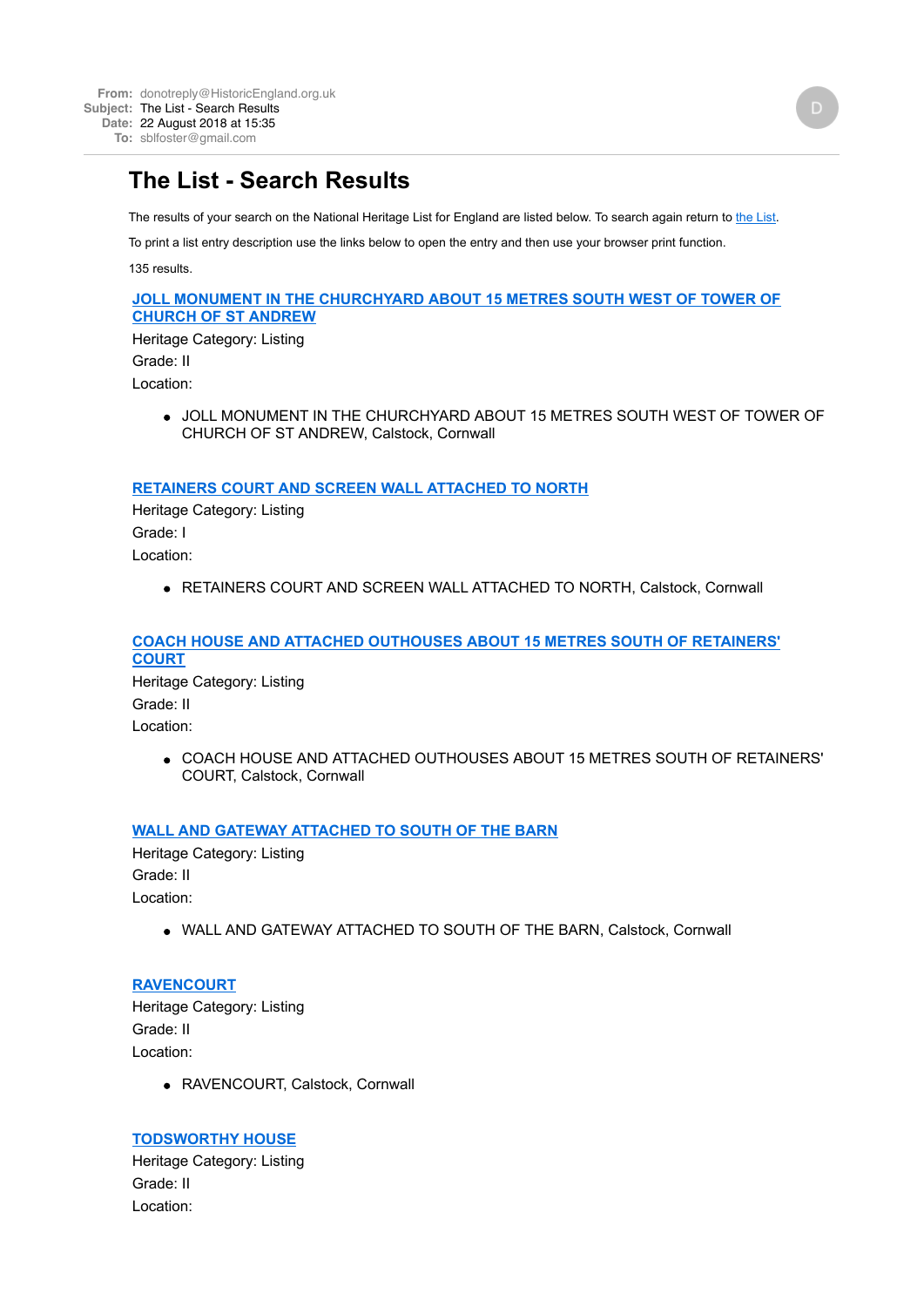**From:** donotreply@HistoricEngland.org.uk
**Subject:** The List - Search Results
**Date:** 22 August 2018 at 15:35
**To:** sblfoster@gmail.com

D

# The List - Search Results

The results of your search on the National Heritage List for England are listed below. To search again return to the List.

To print a list entry description use the links below to open the entry and then use your browser print function.

135 results.

### JOLL MONUMENT IN THE CHURCHYARD ABOUT 15 METRES SOUTH WEST OF TOWER OF CHURCH OF ST ANDREW

Heritage Category: Listing

Grade: II

Location:

- JOLL MONUMENT IN THE CHURCHYARD ABOUT 15 METRES SOUTH WEST OF TOWER OF CHURCH OF ST ANDREW, Calstock, Cornwall

### RETAINERS COURT AND SCREEN WALL ATTACHED TO NORTH

Heritage Category: Listing

Grade: I

Location:

- RETAINERS COURT AND SCREEN WALL ATTACHED TO NORTH, Calstock, Cornwall

### COACH HOUSE AND ATTACHED OUTHOUSES ABOUT 15 METRES SOUTH OF RETAINERS' COURT

Heritage Category: Listing

Grade: II

Location:

- COACH HOUSE AND ATTACHED OUTHOUSES ABOUT 15 METRES SOUTH OF RETAINERS' COURT, Calstock, Cornwall

### WALL AND GATEWAY ATTACHED TO SOUTH OF THE BARN

Heritage Category: Listing

Grade: II

Location:

- WALL AND GATEWAY ATTACHED TO SOUTH OF THE BARN, Calstock, Cornwall

### RAVENCOURT

Heritage Category: Listing

Grade: II

Location:

- RAVENCOURT, Calstock, Cornwall

### TODSWORTHY HOUSE

Heritage Category: Listing

Grade: II

Location: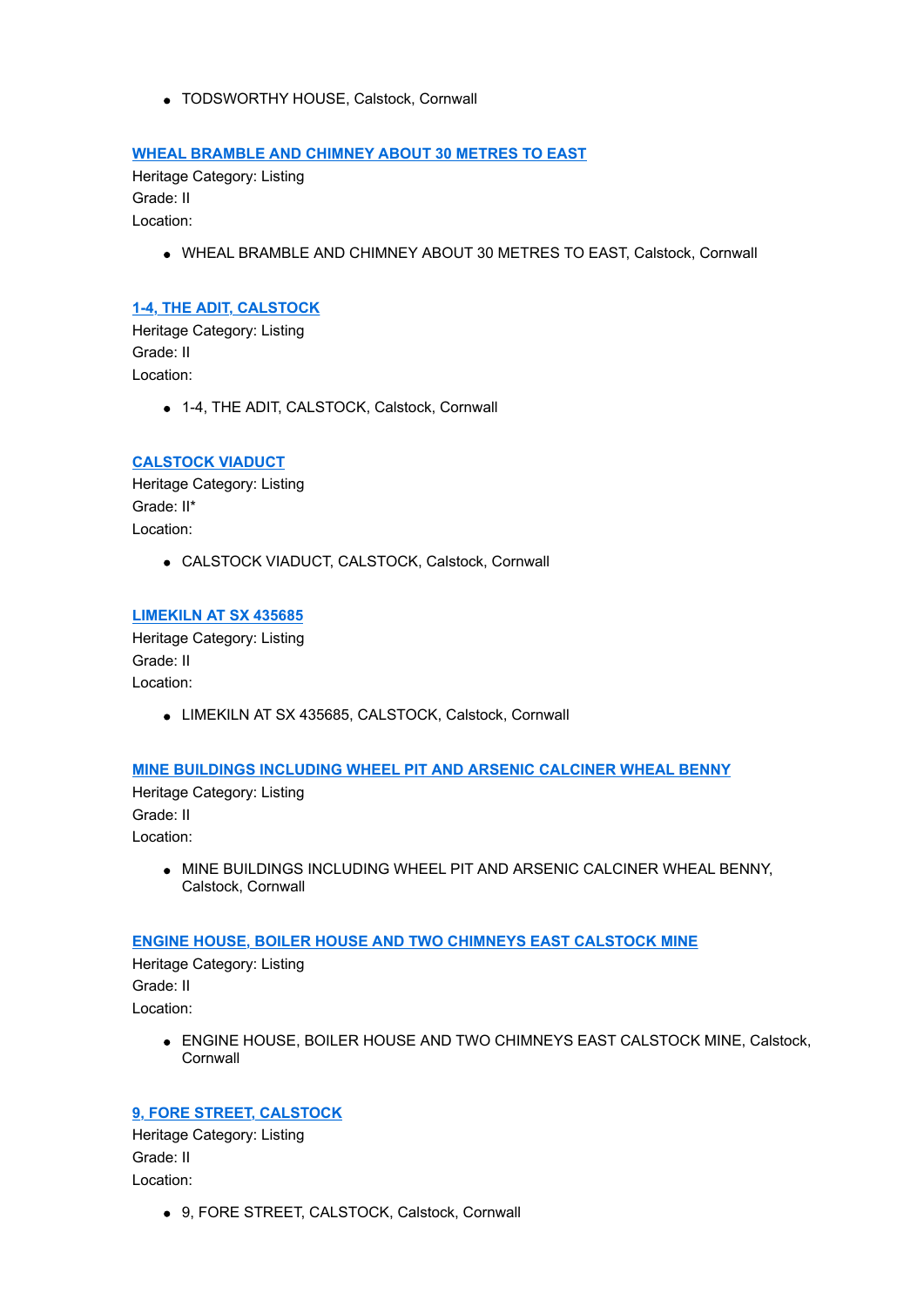- TODSWORTHY HOUSE, Calstock, Cornwall

### WHEAL BRAMBLE AND CHIMNEY ABOUT 30 METRES TO EAST

Heritage Category: Listing
Grade: II
Location:

- WHEAL BRAMBLE AND CHIMNEY ABOUT 30 METRES TO EAST, Calstock, Cornwall

### 1-4, THE ADIT, CALSTOCK

Heritage Category: Listing
Grade: II
Location:

- 1-4, THE ADIT, CALSTOCK, Calstock, Cornwall

### CALSTOCK VIADUCT

Heritage Category: Listing
Grade: II*
Location:

- CALSTOCK VIADUCT, CALSTOCK, Calstock, Cornwall

### LIMEKILN AT SX 435685

Heritage Category: Listing
Grade: II
Location:

- LIMEKILN AT SX 435685, CALSTOCK, Calstock, Cornwall

### MINE BUILDINGS INCLUDING WHEEL PIT AND ARSENIC CALCINER WHEAL BENNY

Heritage Category: Listing
Grade: II
Location:

- MINE BUILDINGS INCLUDING WHEEL PIT AND ARSENIC CALCINER WHEAL BENNY, Calstock, Cornwall

### ENGINE HOUSE, BOILER HOUSE AND TWO CHIMNEYS EAST CALSTOCK MINE

Heritage Category: Listing
Grade: II
Location:

- ENGINE HOUSE, BOILER HOUSE AND TWO CHIMNEYS EAST CALSTOCK MINE, Calstock, Cornwall

### 9, FORE STREET, CALSTOCK

Heritage Category: Listing
Grade: II
Location:

- 9, FORE STREET, CALSTOCK, Calstock, Cornwall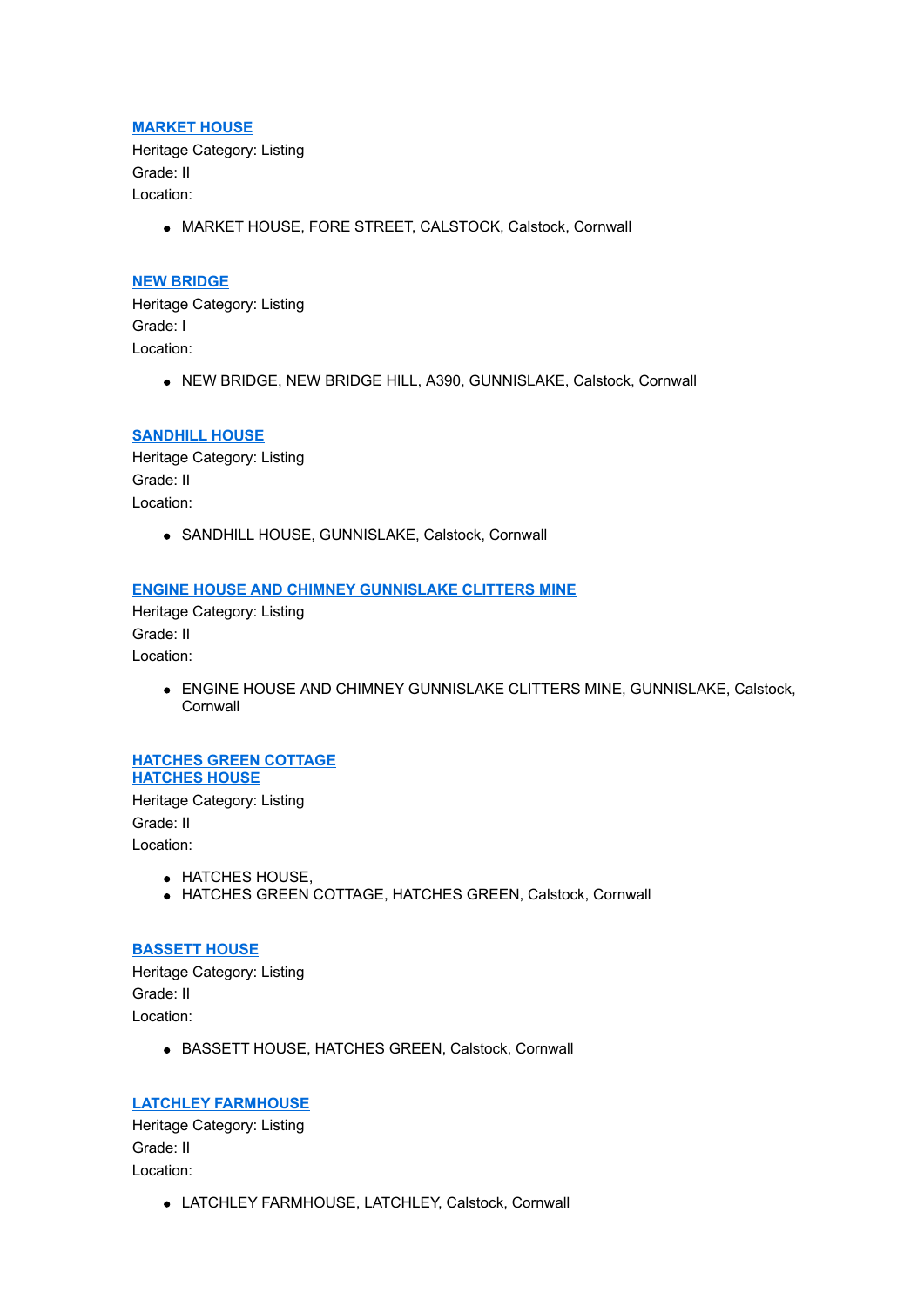[MARKET HOUSE](#)
Heritage Category: Listing
Grade: II
Location:

- MARKET HOUSE, FORE STREET, CALSTOCK, Calstock, Cornwall

[NEW BRIDGE](#)
Heritage Category: Listing
Grade: I
Location:

- NEW BRIDGE, NEW BRIDGE HILL, A390, GUNNISLAKE, Calstock, Cornwall

[SANDHILL HOUSE](#)
Heritage Category: Listing
Grade: II
Location:

- SANDHILL HOUSE, GUNNISLAKE, Calstock, Cornwall

[ENGINE HOUSE AND CHIMNEY GUNNISLAKE CLITTERS MINE](#)
Heritage Category: Listing
Grade: II
Location:

- ENGINE HOUSE AND CHIMNEY GUNNISLAKE CLITTERS MINE, GUNNISLAKE, Calstock, Cornwall

[HATCHES GREEN COTTAGE](#)
[HATCHES HOUSE](#)
Heritage Category: Listing
Grade: II
Location:

- HATCHES HOUSE,
- HATCHES GREEN COTTAGE, HATCHES GREEN, Calstock, Cornwall

[BASSETT HOUSE](#)
Heritage Category: Listing
Grade: II
Location:

- BASSETT HOUSE, HATCHES GREEN, Calstock, Cornwall

[LATCHLEY FARMHOUSE](#)
Heritage Category: Listing
Grade: II
Location:

- LATCHLEY FARMHOUSE, LATCHLEY, Calstock, Cornwall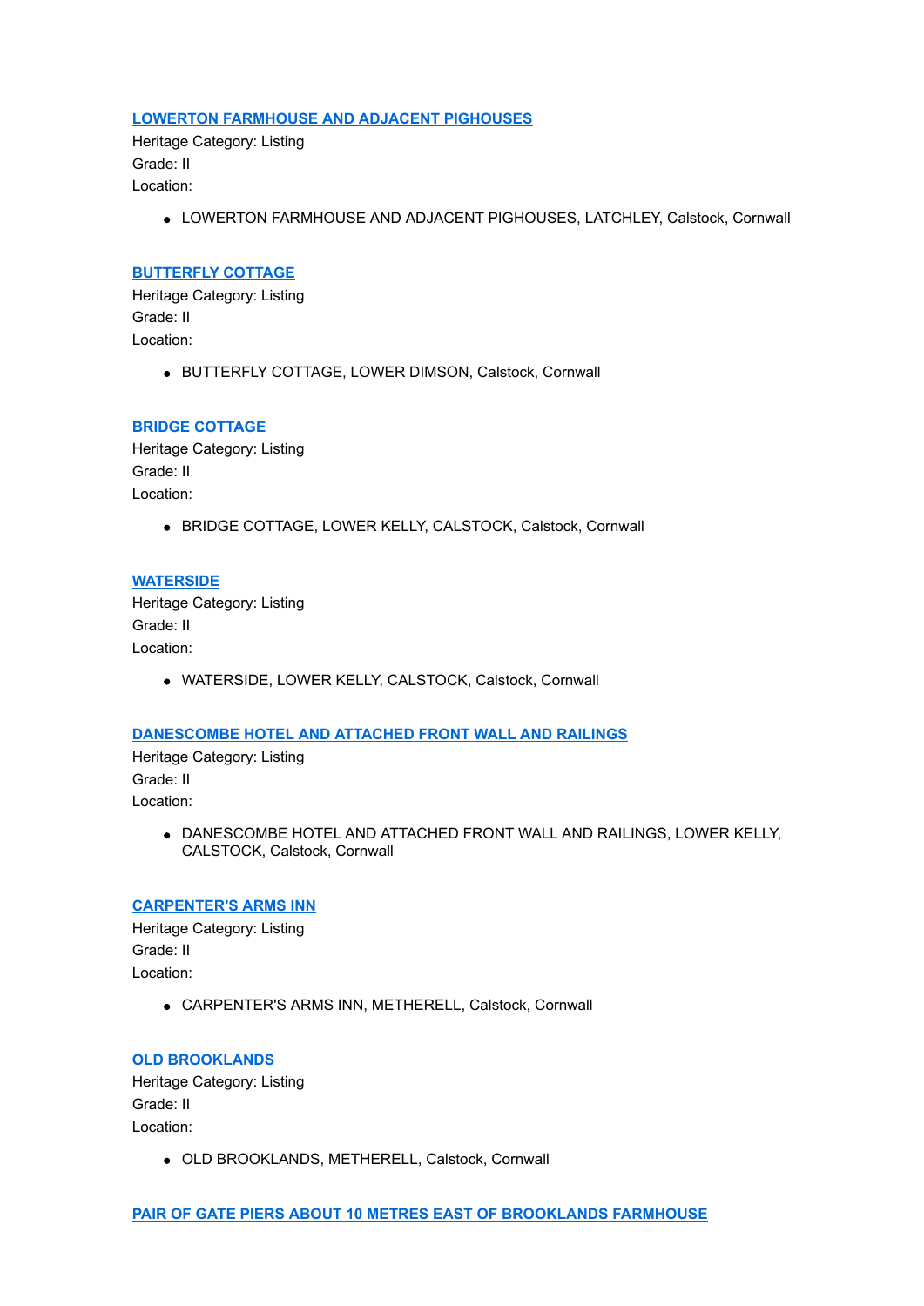[LOWERTON FARMHOUSE AND ADJACENT PIGHOUSES]

Heritage Category: Listing
Grade: II
Location:

- LOWERTON FARMHOUSE AND ADJACENT PIGHOUSES, LATCHLEY, Calstock, Cornwall

[BUTTERFLY COTTAGE]

Heritage Category: Listing
Grade: II
Location:

- BUTTERFLY COTTAGE, LOWER DIMSON, Calstock, Cornwall

[BRIDGE COTTAGE]

Heritage Category: Listing
Grade: II
Location:

- BRIDGE COTTAGE, LOWER KELLY, CALSTOCK, Calstock, Cornwall

[WATERSIDE]

Heritage Category: Listing
Grade: II
Location:

- WATERSIDE, LOWER KELLY, CALSTOCK, Calstock, Cornwall

[DANESCOMBE HOTEL AND ATTACHED FRONT WALL AND RAILINGS]

Heritage Category: Listing
Grade: II
Location:

- DANESCOMBE HOTEL AND ATTACHED FRONT WALL AND RAILINGS, LOWER KELLY, CALSTOCK, Calstock, Cornwall

[CARPENTER'S ARMS INN]

Heritage Category: Listing
Grade: II
Location:

- CARPENTER'S ARMS INN, METHERELL, Calstock, Cornwall

[OLD BROOKLANDS]

Heritage Category: Listing
Grade: II
Location:

- OLD BROOKLANDS, METHERELL, Calstock, Cornwall

[PAIR OF GATE PIERS ABOUT 10 METRES EAST OF BROOKLANDS FARMHOUSE]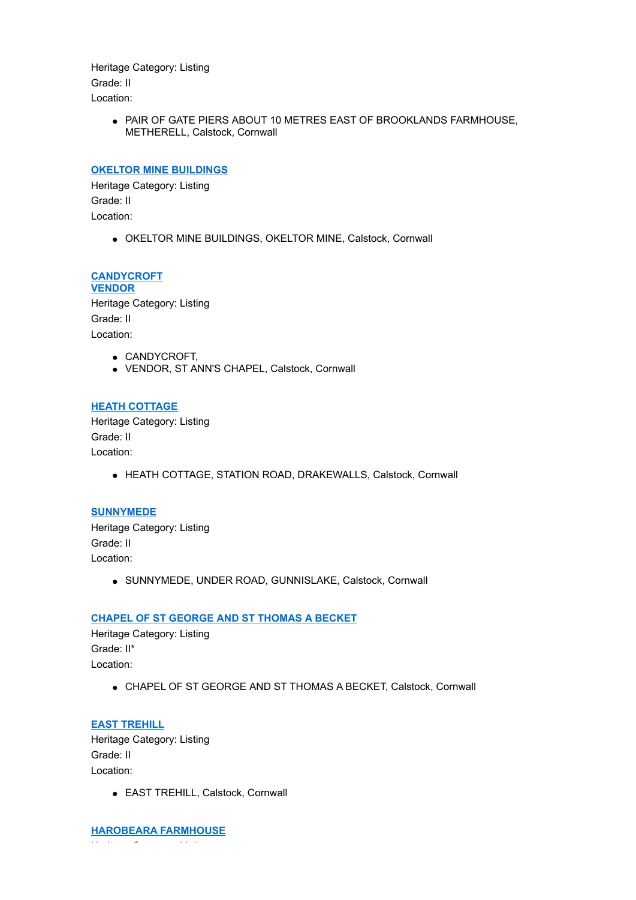Heritage Category: Listing

Grade: II

Location:

- PAIR OF GATE PIERS ABOUT 10 METRES EAST OF BROOKLANDS FARMHOUSE, METHERELL, Calstock, Cornwall

### OKELTOR MINE BUILDINGS

Heritage Category: Listing

Grade: II

Location:

- OKELTOR MINE BUILDINGS, OKELTOR MINE, Calstock, Cornwall

### CANDYCROFT
### VENDOR

Heritage Category: Listing

Grade: II

Location:

- CANDYCROFT,
- VENDOR, ST ANN'S CHAPEL, Calstock, Cornwall

### HEATH COTTAGE

Heritage Category: Listing

Grade: II

Location:

- HEATH COTTAGE, STATION ROAD, DRAKEWALLS, Calstock, Cornwall

### SUNNYMEDE

Heritage Category: Listing

Grade: II

Location:

- SUNNYMEDE, UNDER ROAD, GUNNISLAKE, Calstock, Cornwall

### CHAPEL OF ST GEORGE AND ST THOMAS A BECKET

Heritage Category: Listing

Grade: II*

Location:

- CHAPEL OF ST GEORGE AND ST THOMAS A BECKET, Calstock, Cornwall

### EAST TREHILL

Heritage Category: Listing

Grade: II

Location:

- EAST TREHILL, Calstock, Cornwall

### HAROBEARA FARMHOUSE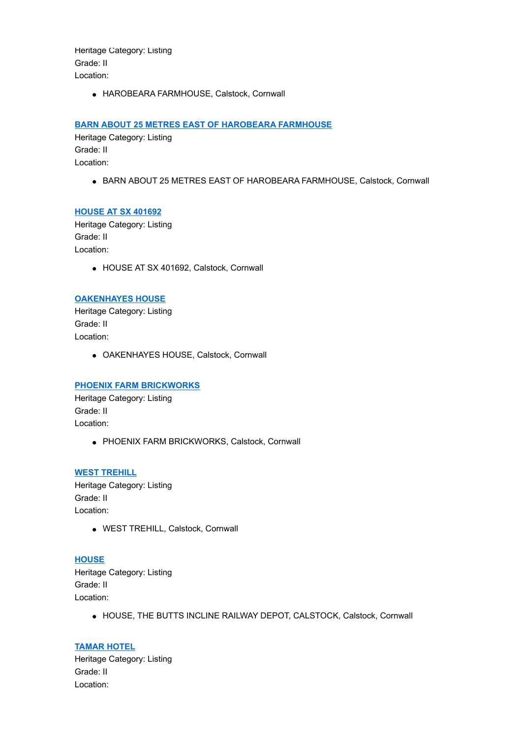Heritage Category: Listing
Grade: II
Location:

- HAROBEARA FARMHOUSE, Calstock, Cornwall

**BARN ABOUT 25 METRES EAST OF HAROBEARA FARMHOUSE**
Heritage Category: Listing
Grade: II
Location:

- BARN ABOUT 25 METRES EAST OF HAROBEARA FARMHOUSE, Calstock, Cornwall

**HOUSE AT SX 401692**
Heritage Category: Listing
Grade: II
Location:

- HOUSE AT SX 401692, Calstock, Cornwall

**OAKENHAYES HOUSE**
Heritage Category: Listing
Grade: II
Location:

- OAKENHAYES HOUSE, Calstock, Cornwall

**PHOENIX FARM BRICKWORKS**
Heritage Category: Listing
Grade: II
Location:

- PHOENIX FARM BRICKWORKS, Calstock, Cornwall

**WEST TREHILL**
Heritage Category: Listing
Grade: II
Location:

- WEST TREHILL, Calstock, Cornwall

**HOUSE**
Heritage Category: Listing
Grade: II
Location:

- HOUSE, THE BUTTS INCLINE RAILWAY DEPOT, CALSTOCK, Calstock, Cornwall

**TAMAR HOTEL**
Heritage Category: Listing
Grade: II
Location: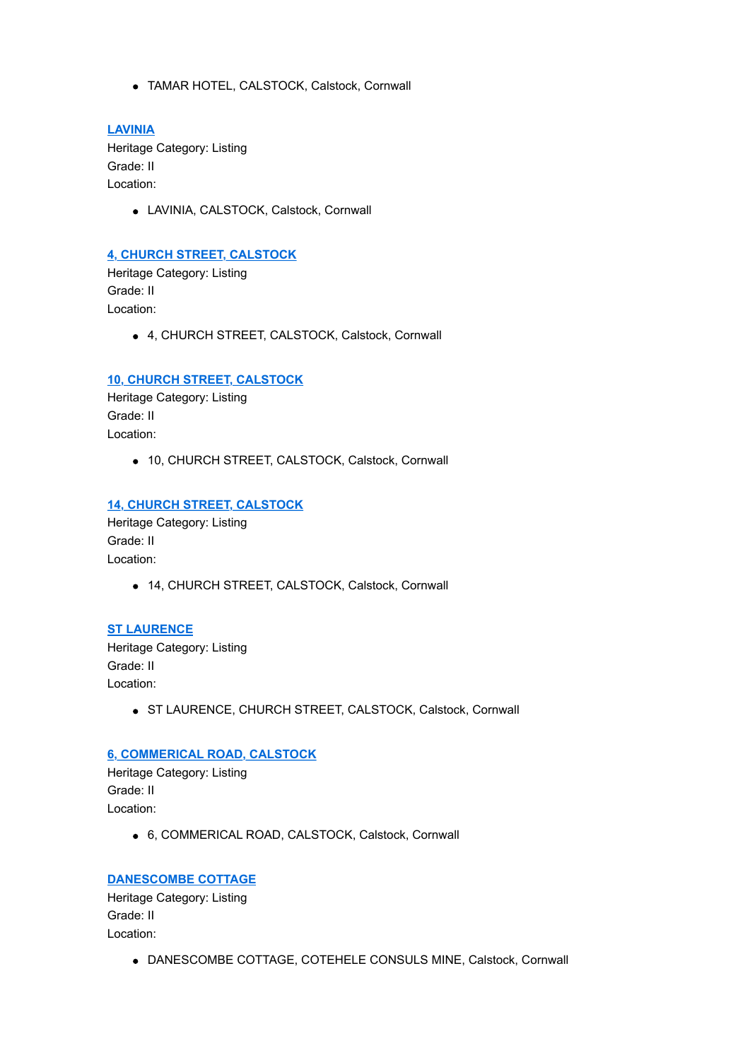- TAMAR HOTEL, CALSTOCK, Calstock, Cornwall

[LAVINIA]

Heritage Category: Listing
Grade: II
Location:

- LAVINIA, CALSTOCK, Calstock, Cornwall

[4, CHURCH STREET, CALSTOCK]

Heritage Category: Listing
Grade: II
Location:

- 4, CHURCH STREET, CALSTOCK, Calstock, Cornwall

[10, CHURCH STREET, CALSTOCK]

Heritage Category: Listing
Grade: II
Location:

- 10, CHURCH STREET, CALSTOCK, Calstock, Cornwall

[14, CHURCH STREET, CALSTOCK]

Heritage Category: Listing
Grade: II
Location:

- 14, CHURCH STREET, CALSTOCK, Calstock, Cornwall

[ST LAURENCE]

Heritage Category: Listing
Grade: II
Location:

- ST LAURENCE, CHURCH STREET, CALSTOCK, Calstock, Cornwall

[6, COMMERICAL ROAD, CALSTOCK]

Heritage Category: Listing
Grade: II
Location:

- 6, COMMERICAL ROAD, CALSTOCK, Calstock, Cornwall

[DANESCOMBE COTTAGE]

Heritage Category: Listing
Grade: II
Location:

- DANESCOMBE COTTAGE, COTEHELE CONSULS MINE, Calstock, Cornwall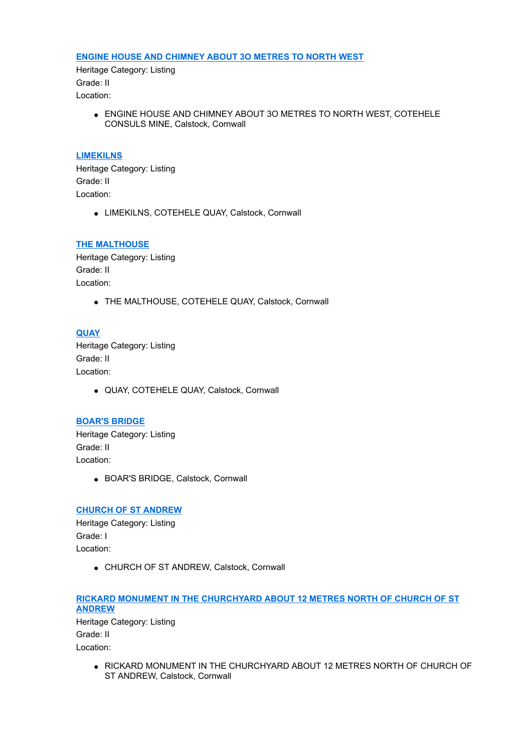### [ENGINE HOUSE AND CHIMNEY ABOUT 3O METRES TO NORTH WEST]

Heritage Category: Listing

Grade: II

Location:

- ENGINE HOUSE AND CHIMNEY ABOUT 3O METRES TO NORTH WEST, COTEHELE CONSULS MINE, Calstock, Cornwall

### [LIMEKILNS]

Heritage Category: Listing

Grade: II

Location:

- LIMEKILNS, COTEHELE QUAY, Calstock, Cornwall

### [THE MALTHOUSE]

Heritage Category: Listing

Grade: II

Location:

- THE MALTHOUSE, COTEHELE QUAY, Calstock, Cornwall

### [QUAY]

Heritage Category: Listing

Grade: II

Location:

- QUAY, COTEHELE QUAY, Calstock, Cornwall

### [BOAR'S BRIDGE]

Heritage Category: Listing

Grade: II

Location:

- BOAR'S BRIDGE, Calstock, Cornwall

### [CHURCH OF ST ANDREW]

Heritage Category: Listing

Grade: I

Location:

- CHURCH OF ST ANDREW, Calstock, Cornwall

### [RICKARD MONUMENT IN THE CHURCHYARD ABOUT 12 METRES NORTH OF CHURCH OF ST ANDREW]

Heritage Category: Listing

Grade: II

Location:

- RICKARD MONUMENT IN THE CHURCHYARD ABOUT 12 METRES NORTH OF CHURCH OF ST ANDREW, Calstock, Cornwall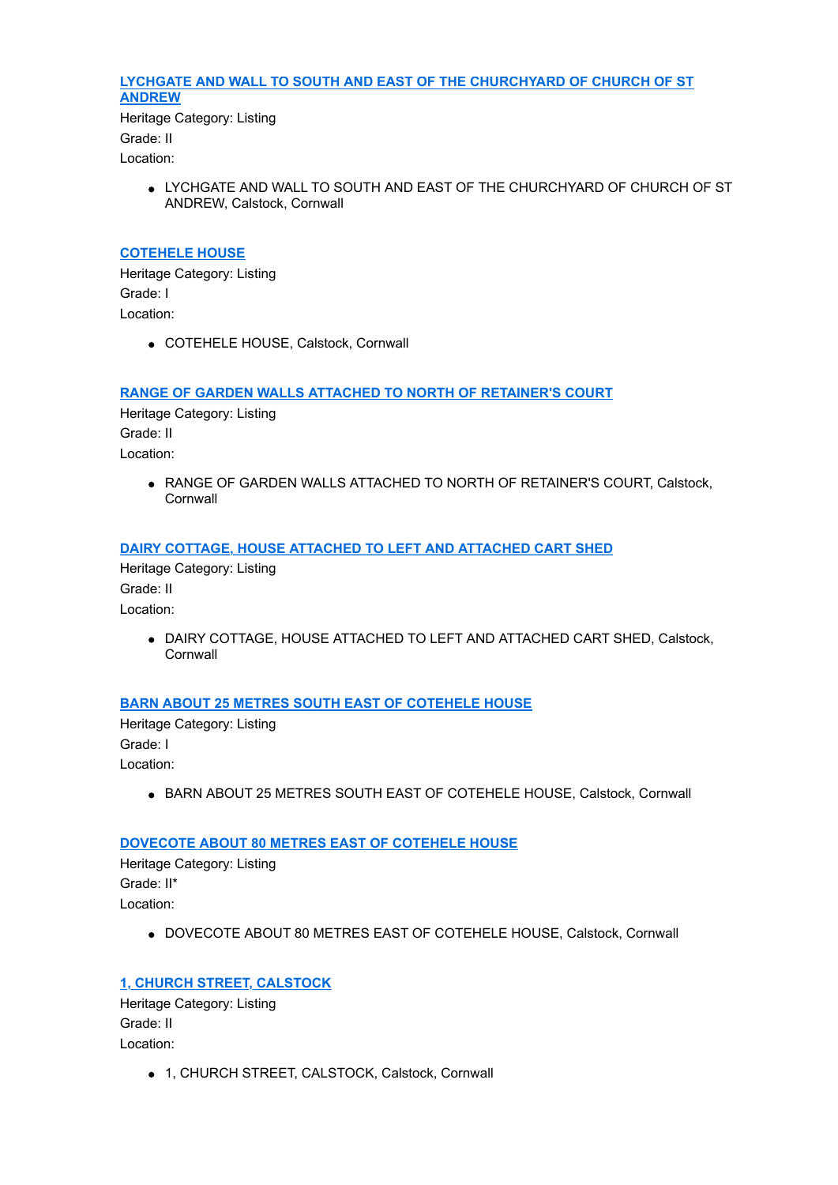### [LYCHGATE AND WALL TO SOUTH AND EAST OF THE CHURCHYARD OF CHURCH OF ST ANDREW]

Heritage Category: Listing

Grade: II

Location:

- LYCHGATE AND WALL TO SOUTH AND EAST OF THE CHURCHYARD OF CHURCH OF ST ANDREW, Calstock, Cornwall

### [COTEHELE HOUSE]

Heritage Category: Listing

Grade: I

Location:

- COTEHELE HOUSE, Calstock, Cornwall

### [RANGE OF GARDEN WALLS ATTACHED TO NORTH OF RETAINER'S COURT]

Heritage Category: Listing

Grade: II

Location:

- RANGE OF GARDEN WALLS ATTACHED TO NORTH OF RETAINER'S COURT, Calstock, Cornwall

### [DAIRY COTTAGE, HOUSE ATTACHED TO LEFT AND ATTACHED CART SHED]

Heritage Category: Listing

Grade: II

Location:

- DAIRY COTTAGE, HOUSE ATTACHED TO LEFT AND ATTACHED CART SHED, Calstock, Cornwall

### [BARN ABOUT 25 METRES SOUTH EAST OF COTEHELE HOUSE]

Heritage Category: Listing

Grade: I

Location:

- BARN ABOUT 25 METRES SOUTH EAST OF COTEHELE HOUSE, Calstock, Cornwall

### [DOVECOTE ABOUT 80 METRES EAST OF COTEHELE HOUSE]

Heritage Category: Listing

Grade: II*

Location:

- DOVECOTE ABOUT 80 METRES EAST OF COTEHELE HOUSE, Calstock, Cornwall

### [1, CHURCH STREET, CALSTOCK]

Heritage Category: Listing

Grade: II

Location:

- 1, CHURCH STREET, CALSTOCK, Calstock, Cornwall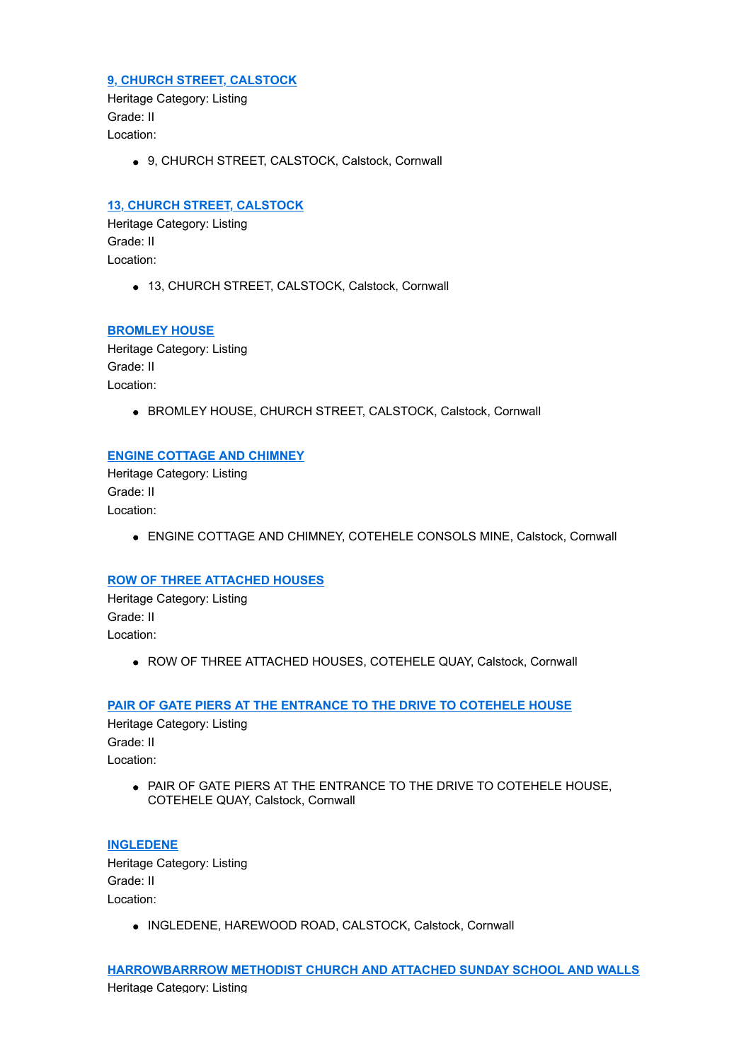### 9, CHURCH STREET, CALSTOCK

Heritage Category: Listing
Grade: II
Location:

- 9, CHURCH STREET, CALSTOCK, Calstock, Cornwall

### 13, CHURCH STREET, CALSTOCK

Heritage Category: Listing
Grade: II
Location:

- 13, CHURCH STREET, CALSTOCK, Calstock, Cornwall

### BROMLEY HOUSE

Heritage Category: Listing
Grade: II
Location:

- BROMLEY HOUSE, CHURCH STREET, CALSTOCK, Calstock, Cornwall

### ENGINE COTTAGE AND CHIMNEY

Heritage Category: Listing
Grade: II
Location:

- ENGINE COTTAGE AND CHIMNEY, COTEHELE CONSOLS MINE, Calstock, Cornwall

### ROW OF THREE ATTACHED HOUSES

Heritage Category: Listing
Grade: II
Location:

- ROW OF THREE ATTACHED HOUSES, COTEHELE QUAY, Calstock, Cornwall

### PAIR OF GATE PIERS AT THE ENTRANCE TO THE DRIVE TO COTEHELE HOUSE

Heritage Category: Listing
Grade: II
Location:

- PAIR OF GATE PIERS AT THE ENTRANCE TO THE DRIVE TO COTEHELE HOUSE, COTEHELE QUAY, Calstock, Cornwall

### INGLEDENE

Heritage Category: Listing
Grade: II
Location:

- INGLEDENE, HAREWOOD ROAD, CALSTOCK, Calstock, Cornwall

### HARROWBARRROW METHODIST CHURCH AND ATTACHED SUNDAY SCHOOL AND WALLS

Heritage Category: Listing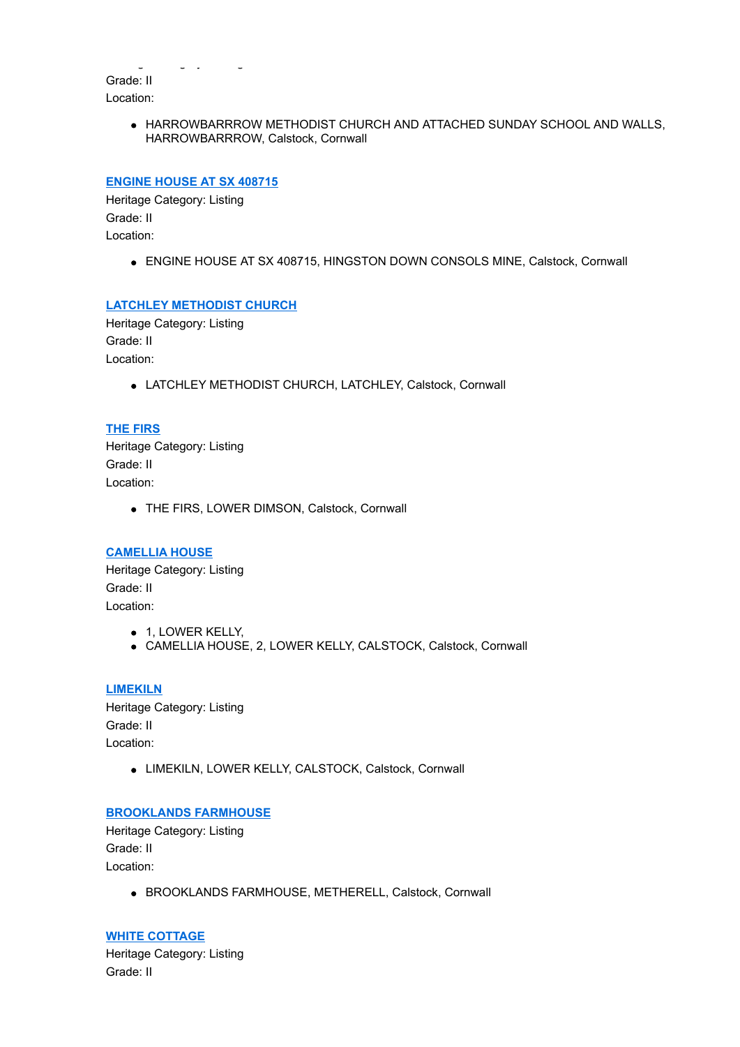Grade: II

Location:

- HARROWBARRROW METHODIST CHURCH AND ATTACHED SUNDAY SCHOOL AND WALLS, HARROWBARRROW, Calstock, Cornwall

### ENGINE HOUSE AT SX 408715

Heritage Category: Listing

Grade: II

Location:

- ENGINE HOUSE AT SX 408715, HINGSTON DOWN CONSOLS MINE, Calstock, Cornwall

### LATCHLEY METHODIST CHURCH

Heritage Category: Listing

Grade: II

Location:

- LATCHLEY METHODIST CHURCH, LATCHLEY, Calstock, Cornwall

### THE FIRS

Heritage Category: Listing

Grade: II

Location:

- THE FIRS, LOWER DIMSON, Calstock, Cornwall

### CAMELLIA HOUSE

Heritage Category: Listing

Grade: II

Location:

- 1, LOWER KELLY,
- CAMELLIA HOUSE, 2, LOWER KELLY, CALSTOCK, Calstock, Cornwall

### LIMEKILN

Heritage Category: Listing

Grade: II

Location:

- LIMEKILN, LOWER KELLY, CALSTOCK, Calstock, Cornwall

### BROOKLANDS FARMHOUSE

Heritage Category: Listing

Grade: II

Location:

- BROOKLANDS FARMHOUSE, METHERELL, Calstock, Cornwall

### WHITE COTTAGE

Heritage Category: Listing

Grade: II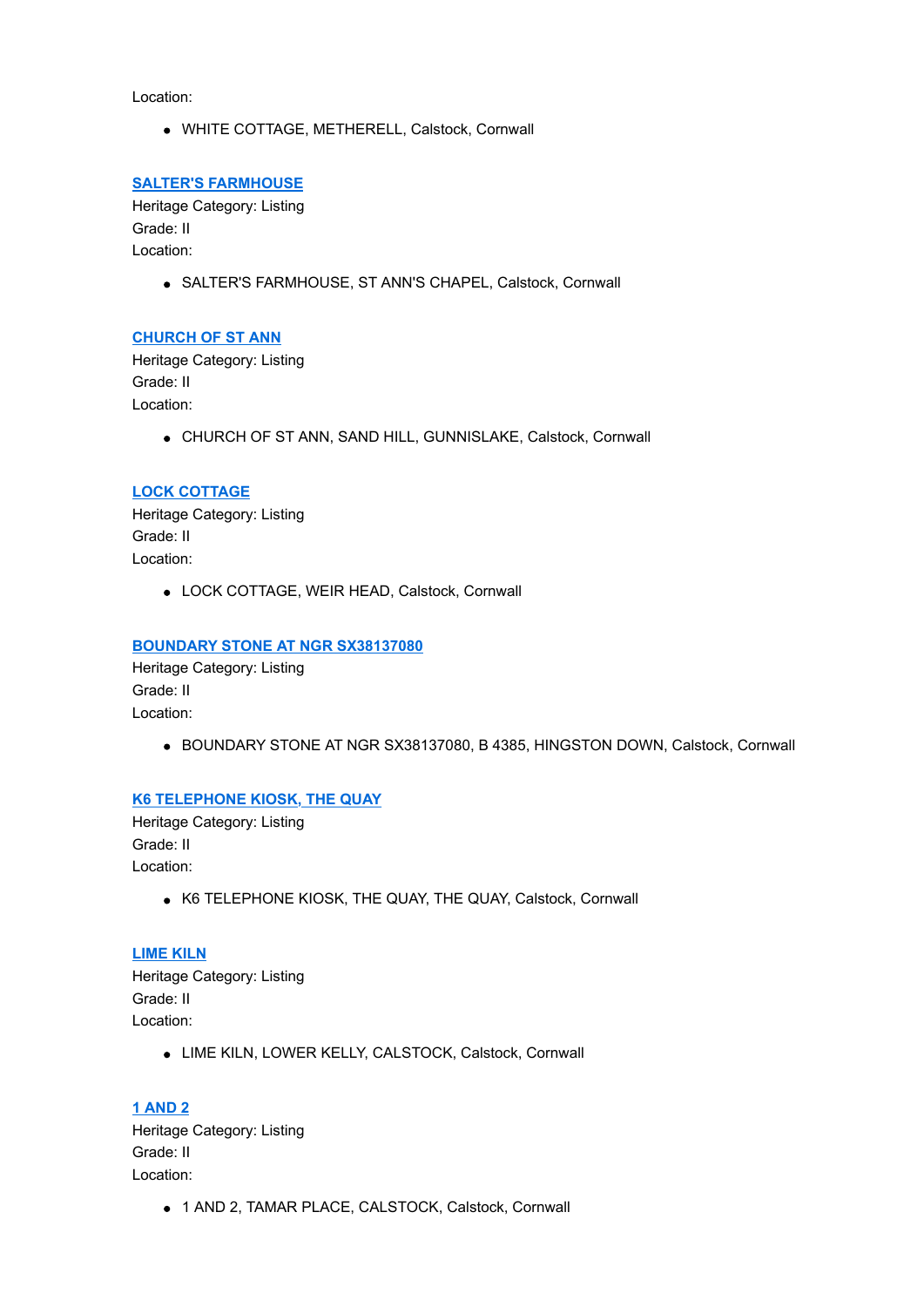Location:

- WHITE COTTAGE, METHERELL, Calstock, Cornwall

**SALTER'S FARMHOUSE**
Heritage Category: Listing
Grade: II
Location:

- SALTER'S FARMHOUSE, ST ANN'S CHAPEL, Calstock, Cornwall

**CHURCH OF ST ANN**
Heritage Category: Listing
Grade: II
Location:

- CHURCH OF ST ANN, SAND HILL, GUNNISLAKE, Calstock, Cornwall

**LOCK COTTAGE**
Heritage Category: Listing
Grade: II
Location:

- LOCK COTTAGE, WEIR HEAD, Calstock, Cornwall

**BOUNDARY STONE AT NGR SX38137080**
Heritage Category: Listing
Grade: II
Location:

- BOUNDARY STONE AT NGR SX38137080, B 4385, HINGSTON DOWN, Calstock, Cornwall

**K6 TELEPHONE KIOSK, THE QUAY**
Heritage Category: Listing
Grade: II
Location:

- K6 TELEPHONE KIOSK, THE QUAY, THE QUAY, Calstock, Cornwall

**LIME KILN**
Heritage Category: Listing
Grade: II
Location:

- LIME KILN, LOWER KELLY, CALSTOCK, Calstock, Cornwall

**1 AND 2**
Heritage Category: Listing
Grade: II
Location:

- 1 AND 2, TAMAR PLACE, CALSTOCK, Calstock, Cornwall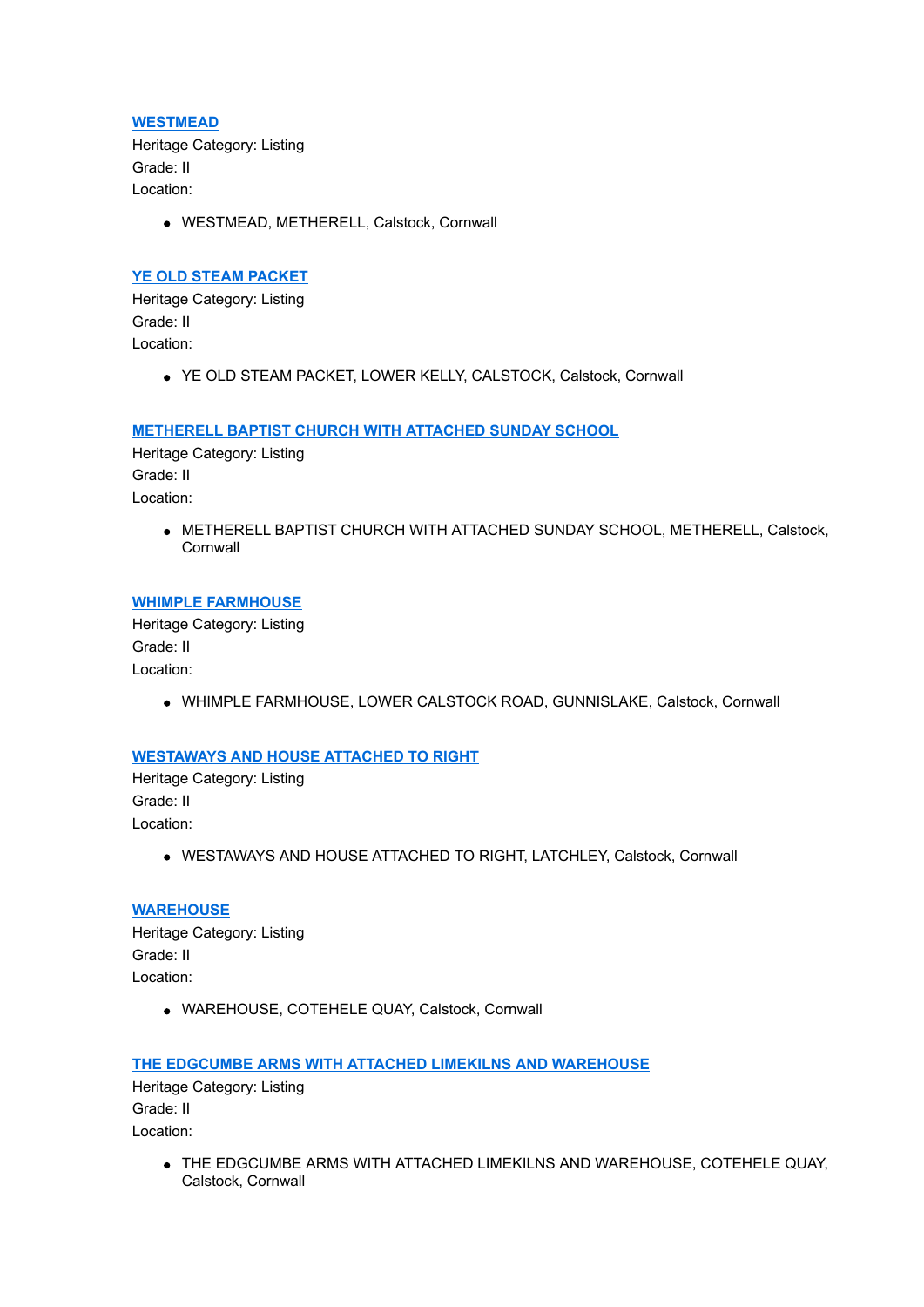[WESTMEAD]
Heritage Category: Listing
Grade: II
Location:

- WESTMEAD, METHERELL, Calstock, Cornwall

[YE OLD STEAM PACKET]
Heritage Category: Listing
Grade: II
Location:

- YE OLD STEAM PACKET, LOWER KELLY, CALSTOCK, Calstock, Cornwall

[METHERELL BAPTIST CHURCH WITH ATTACHED SUNDAY SCHOOL]
Heritage Category: Listing
Grade: II
Location:

- METHERELL BAPTIST CHURCH WITH ATTACHED SUNDAY SCHOOL, METHERELL, Calstock, Cornwall

[WHIMPLE FARMHOUSE]
Heritage Category: Listing
Grade: II
Location:

- WHIMPLE FARMHOUSE, LOWER CALSTOCK ROAD, GUNNISLAKE, Calstock, Cornwall

[WESTAWAYS AND HOUSE ATTACHED TO RIGHT]
Heritage Category: Listing
Grade: II
Location:

- WESTAWAYS AND HOUSE ATTACHED TO RIGHT, LATCHLEY, Calstock, Cornwall

[WAREHOUSE]
Heritage Category: Listing
Grade: II
Location:

- WAREHOUSE, COTEHELE QUAY, Calstock, Cornwall

[THE EDGCUMBE ARMS WITH ATTACHED LIMEKILNS AND WAREHOUSE]
Heritage Category: Listing
Grade: II
Location:

- THE EDGCUMBE ARMS WITH ATTACHED LIMEKILNS AND WAREHOUSE, COTEHELE QUAY, Calstock, Cornwall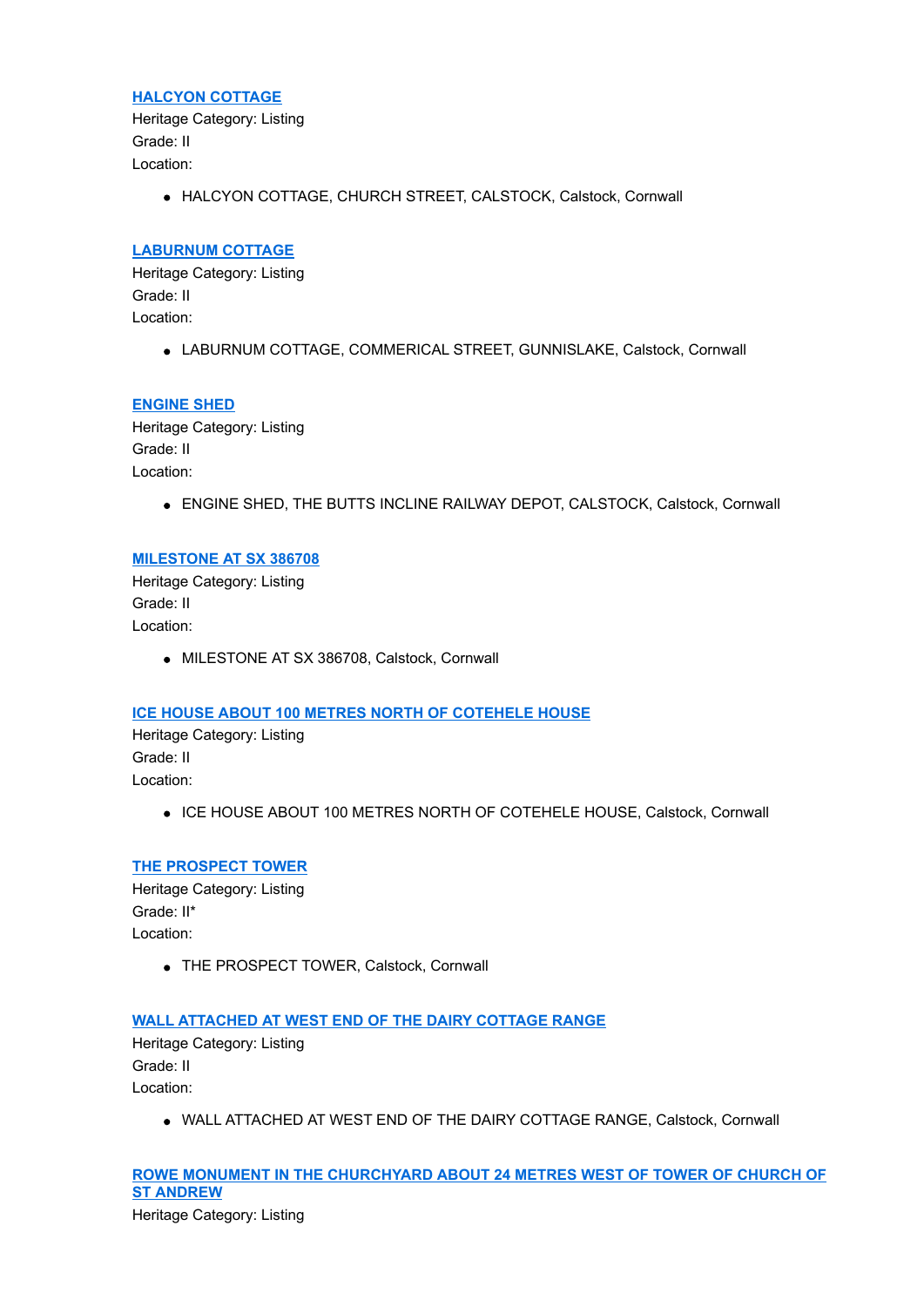### [HALCYON COTTAGE]

Heritage Category: Listing
Grade: II
Location:

- HALCYON COTTAGE, CHURCH STREET, CALSTOCK, Calstock, Cornwall

### [LABURNUM COTTAGE]

Heritage Category: Listing
Grade: II
Location:

- LABURNUM COTTAGE, COMMERICAL STREET, GUNNISLAKE, Calstock, Cornwall

### [ENGINE SHED]

Heritage Category: Listing
Grade: II
Location:

- ENGINE SHED, THE BUTTS INCLINE RAILWAY DEPOT, CALSTOCK, Calstock, Cornwall

### [MILESTONE AT SX 386708]

Heritage Category: Listing
Grade: II
Location:

- MILESTONE AT SX 386708, Calstock, Cornwall

### [ICE HOUSE ABOUT 100 METRES NORTH OF COTEHELE HOUSE]

Heritage Category: Listing
Grade: II
Location:

- ICE HOUSE ABOUT 100 METRES NORTH OF COTEHELE HOUSE, Calstock, Cornwall

### [THE PROSPECT TOWER]

Heritage Category: Listing
Grade: II*
Location:

- THE PROSPECT TOWER, Calstock, Cornwall

### [WALL ATTACHED AT WEST END OF THE DAIRY COTTAGE RANGE]

Heritage Category: Listing
Grade: II
Location:

- WALL ATTACHED AT WEST END OF THE DAIRY COTTAGE RANGE, Calstock, Cornwall

### [ROWE MONUMENT IN THE CHURCHYARD ABOUT 24 METRES WEST OF TOWER OF CHURCH OF ST ANDREW]

Heritage Category: Listing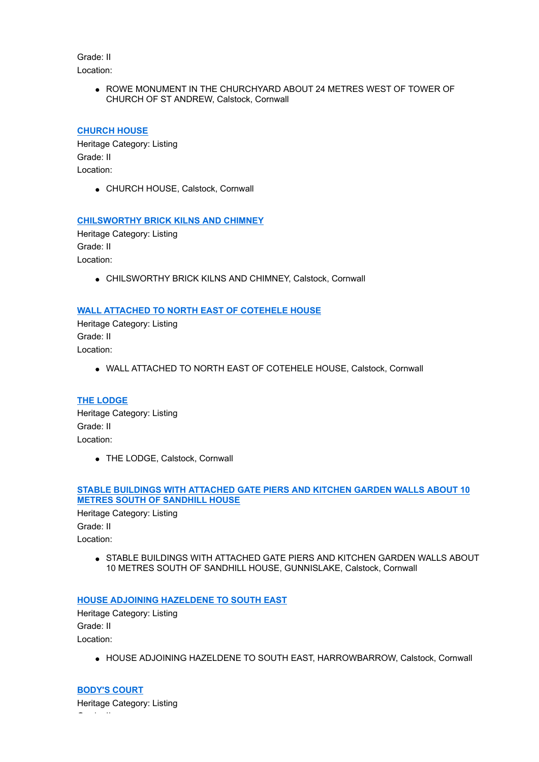Grade: II

Location:

- ROWE MONUMENT IN THE CHURCHYARD ABOUT 24 METRES WEST OF TOWER OF CHURCH OF ST ANDREW, Calstock, Cornwall

### CHURCH HOUSE

Heritage Category: Listing

Grade: II

Location:

- CHURCH HOUSE, Calstock, Cornwall

### CHILSWORTHY BRICK KILNS AND CHIMNEY

Heritage Category: Listing

Grade: II

Location:

- CHILSWORTHY BRICK KILNS AND CHIMNEY, Calstock, Cornwall

### WALL ATTACHED TO NORTH EAST OF COTEHELE HOUSE

Heritage Category: Listing

Grade: II

Location:

- WALL ATTACHED TO NORTH EAST OF COTEHELE HOUSE, Calstock, Cornwall

### THE LODGE

Heritage Category: Listing

Grade: II

Location:

- THE LODGE, Calstock, Cornwall

### STABLE BUILDINGS WITH ATTACHED GATE PIERS AND KITCHEN GARDEN WALLS ABOUT 10 METRES SOUTH OF SANDHILL HOUSE

Heritage Category: Listing

Grade: II

Location:

- STABLE BUILDINGS WITH ATTACHED GATE PIERS AND KITCHEN GARDEN WALLS ABOUT 10 METRES SOUTH OF SANDHILL HOUSE, GUNNISLAKE, Calstock, Cornwall

### HOUSE ADJOINING HAZELDENE TO SOUTH EAST

Heritage Category: Listing

Grade: II

Location:

- HOUSE ADJOINING HAZELDENE TO SOUTH EAST, HARROWBARROW, Calstock, Cornwall

### BODY'S COURT

Heritage Category: Listing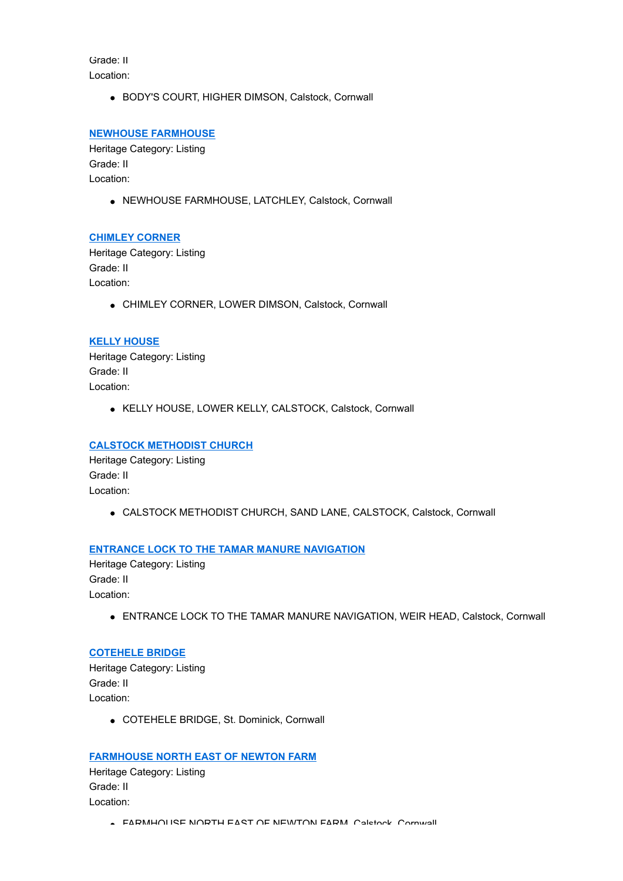Grade: II
Location:

- BODY'S COURT, HIGHER DIMSON, Calstock, Cornwall

**NEWHOUSE FARMHOUSE**
Heritage Category: Listing
Grade: II
Location:

- NEWHOUSE FARMHOUSE, LATCHLEY, Calstock, Cornwall

**CHIMLEY CORNER**
Heritage Category: Listing
Grade: II
Location:

- CHIMLEY CORNER, LOWER DIMSON, Calstock, Cornwall

**KELLY HOUSE**
Heritage Category: Listing
Grade: II
Location:

- KELLY HOUSE, LOWER KELLY, CALSTOCK, Calstock, Cornwall

**CALSTOCK METHODIST CHURCH**
Heritage Category: Listing
Grade: II
Location:

- CALSTOCK METHODIST CHURCH, SAND LANE, CALSTOCK, Calstock, Cornwall

**ENTRANCE LOCK TO THE TAMAR MANURE NAVIGATION**
Heritage Category: Listing
Grade: II
Location:

- ENTRANCE LOCK TO THE TAMAR MANURE NAVIGATION, WEIR HEAD, Calstock, Cornwall

**COTEHELE BRIDGE**
Heritage Category: Listing
Grade: II
Location:

- COTEHELE BRIDGE, St. Dominick, Cornwall

**FARMHOUSE NORTH EAST OF NEWTON FARM**
Heritage Category: Listing
Grade: II
Location:

- FARMHOUSE NORTH EAST OF NEWTON FARM, Calstock, Cornwall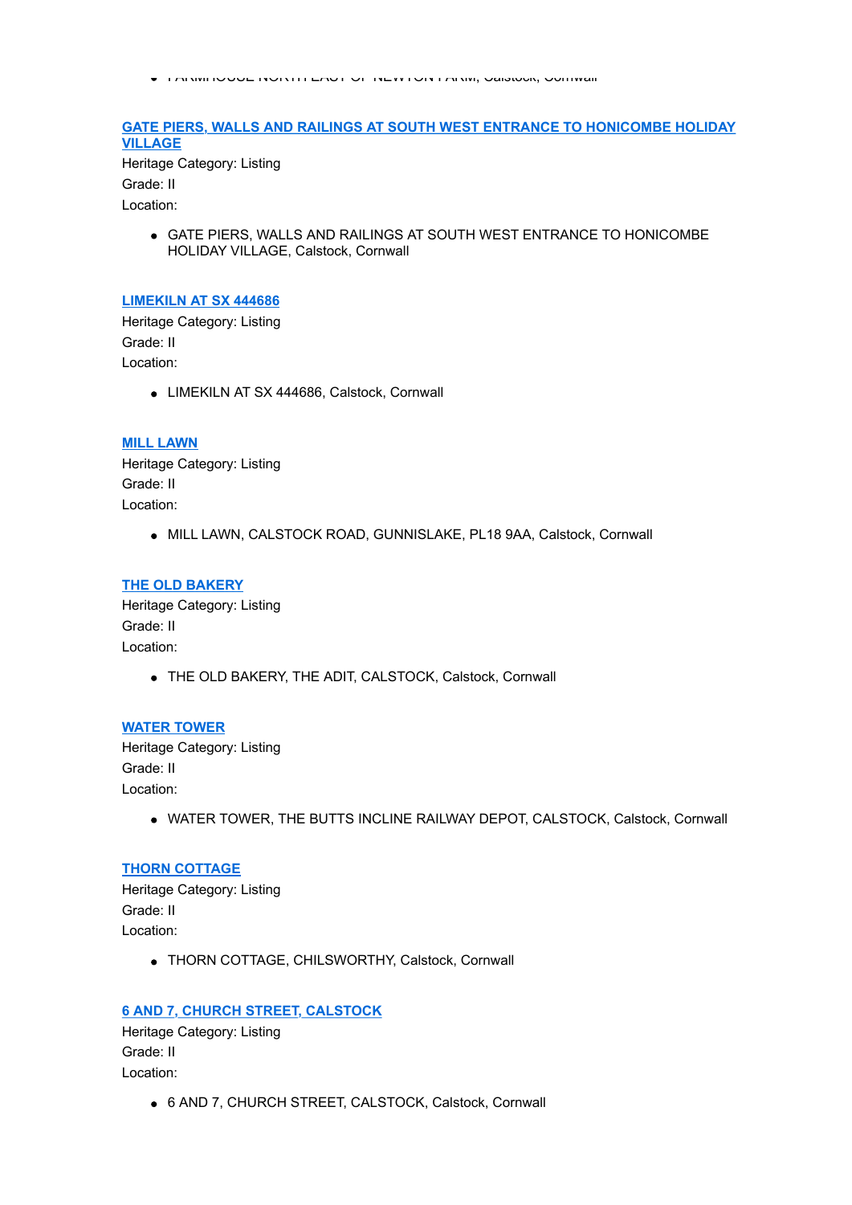- FARMHOUSE NORTH EAST OF NEWTON FARM, Calstock, Cornwall

[GATE PIERS, WALLS AND RAILINGS AT SOUTH WEST ENTRANCE TO HONICOMBE HOLIDAY VILLAGE]

Heritage Category: Listing

Grade: II

Location:

- GATE PIERS, WALLS AND RAILINGS AT SOUTH WEST ENTRANCE TO HONICOMBE HOLIDAY VILLAGE, Calstock, Cornwall

[LIMEKILN AT SX 444686]

Heritage Category: Listing

Grade: II

Location:

- LIMEKILN AT SX 444686, Calstock, Cornwall

[MILL LAWN]

Heritage Category: Listing

Grade: II

Location:

- MILL LAWN, CALSTOCK ROAD, GUNNISLAKE, PL18 9AA, Calstock, Cornwall

[THE OLD BAKERY]

Heritage Category: Listing

Grade: II

Location:

- THE OLD BAKERY, THE ADIT, CALSTOCK, Calstock, Cornwall

[WATER TOWER]

Heritage Category: Listing

Grade: II

Location:

- WATER TOWER, THE BUTTS INCLINE RAILWAY DEPOT, CALSTOCK, Calstock, Cornwall

[THORN COTTAGE]

Heritage Category: Listing

Grade: II

Location:

- THORN COTTAGE, CHILSWORTHY, Calstock, Cornwall

[6 AND 7, CHURCH STREET, CALSTOCK]

Heritage Category: Listing

Grade: II

Location:

- 6 AND 7, CHURCH STREET, CALSTOCK, Calstock, Cornwall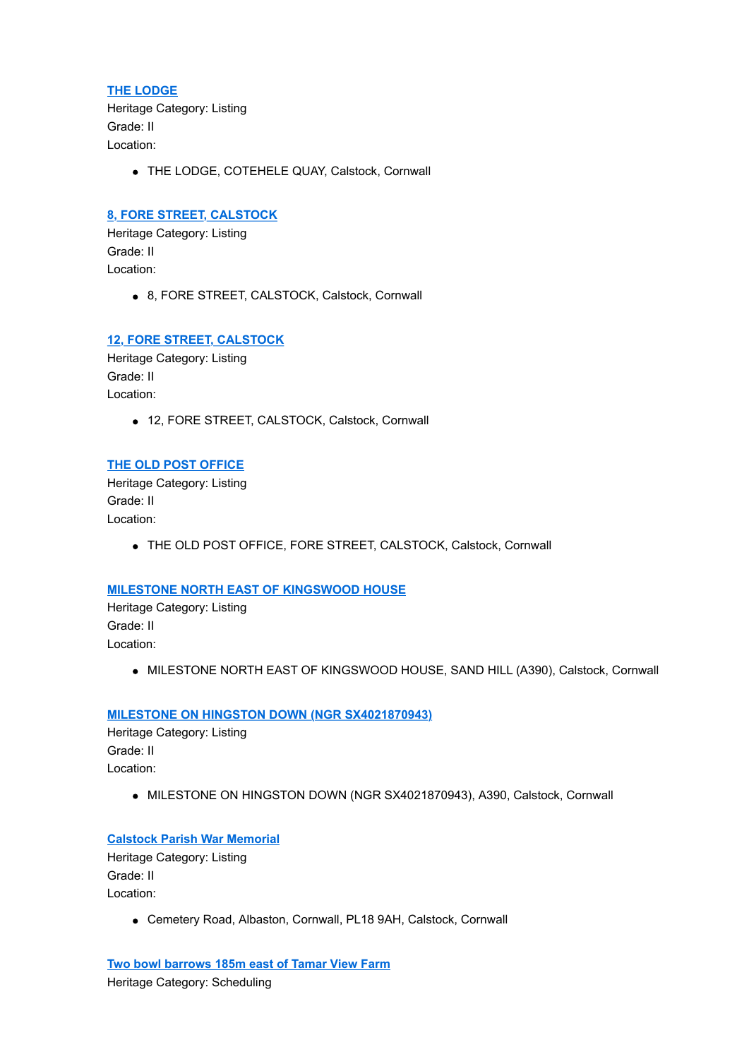**THE LODGE**
Heritage Category: Listing
Grade: II
Location:

- THE LODGE, COTEHELE QUAY, Calstock, Cornwall

**8, FORE STREET, CALSTOCK**
Heritage Category: Listing
Grade: II
Location:

- 8, FORE STREET, CALSTOCK, Calstock, Cornwall

**12, FORE STREET, CALSTOCK**
Heritage Category: Listing
Grade: II
Location:

- 12, FORE STREET, CALSTOCK, Calstock, Cornwall

**THE OLD POST OFFICE**
Heritage Category: Listing
Grade: II
Location:

- THE OLD POST OFFICE, FORE STREET, CALSTOCK, Calstock, Cornwall

**MILESTONE NORTH EAST OF KINGSWOOD HOUSE**
Heritage Category: Listing
Grade: II
Location:

- MILESTONE NORTH EAST OF KINGSWOOD HOUSE, SAND HILL (A390), Calstock, Cornwall

**MILESTONE ON HINGSTON DOWN (NGR SX4021870943)**
Heritage Category: Listing
Grade: II
Location:

- MILESTONE ON HINGSTON DOWN (NGR SX4021870943), A390, Calstock, Cornwall

**Calstock Parish War Memorial**
Heritage Category: Listing
Grade: II
Location:

- Cemetery Road, Albaston, Cornwall, PL18 9AH, Calstock, Cornwall

**Two bowl barrows 185m east of Tamar View Farm**
Heritage Category: Scheduling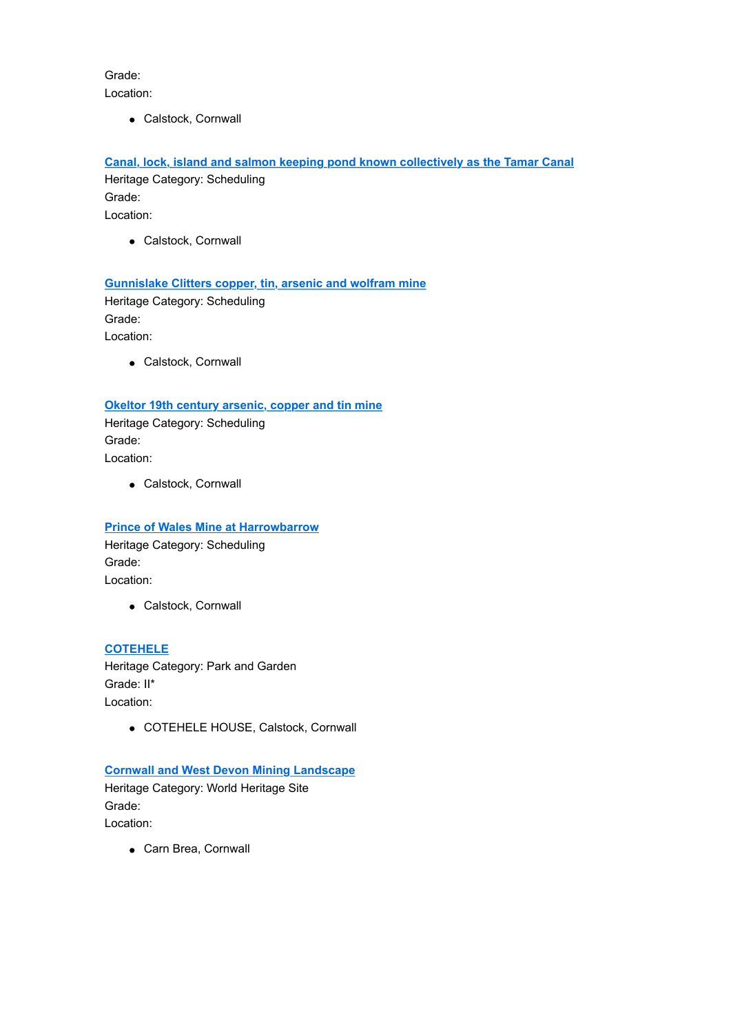Grade:
Location:

- Calstock, Cornwall

**Canal, lock, island and salmon keeping pond known collectively as the Tamar Canal**
Heritage Category: Scheduling
Grade:
Location:

- Calstock, Cornwall

**Gunnislake Clitters copper, tin, arsenic and wolfram mine**
Heritage Category: Scheduling
Grade:
Location:

- Calstock, Cornwall

**Okeltor 19th century arsenic, copper and tin mine**
Heritage Category: Scheduling
Grade:
Location:

- Calstock, Cornwall

**Prince of Wales Mine at Harrowbarrow**
Heritage Category: Scheduling
Grade:
Location:

- Calstock, Cornwall

**COTEHELE**
Heritage Category: Park and Garden
Grade: II*
Location:

- COTEHELE HOUSE, Calstock, Cornwall

**Cornwall and West Devon Mining Landscape**
Heritage Category: World Heritage Site
Grade:
Location:

- Carn Brea, Cornwall